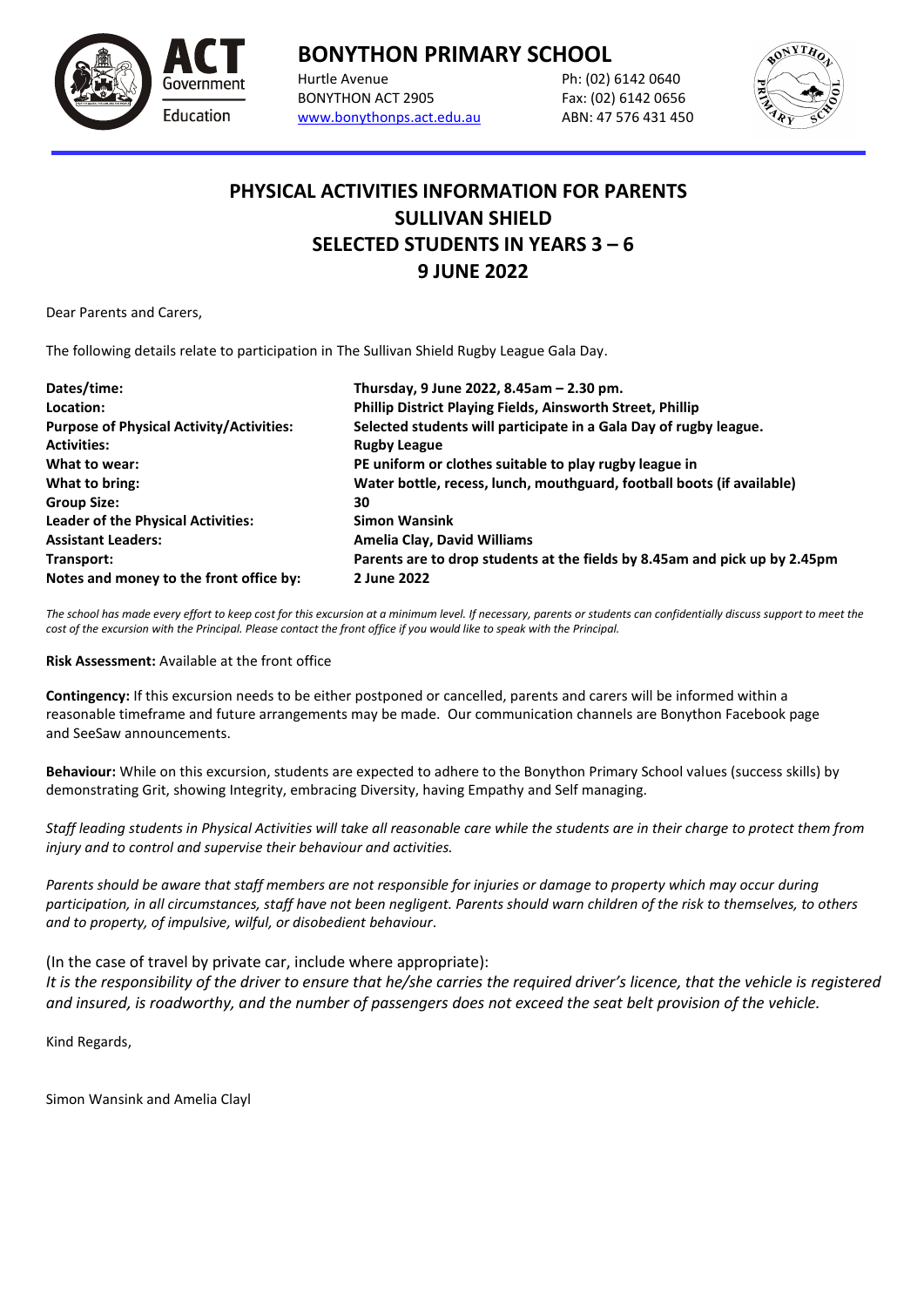# BONYTHON PRIMARY SCHOOL

Hurtle Avenue
BONYTHON ACT 2905
www.bonythonps.act.edu.au

Ph: (02) 6142 0640
Fax: (02) 6142 0656
ABN: 47 576 431 450

## PHYSICAL ACTIVITIES INFORMATION FOR PARENTS
## SULLIVAN SHIELD
## SELECTED STUDENTS IN YEARS 3 – 6
## 9 JUNE 2022

Dear Parents and Carers,

The following details relate to participation in The Sullivan Shield Rugby League Gala Day.

| | |
|---|---|
| **Dates/time:** | **Thursday, 9 June 2022, 8.45am – 2.30 pm.** |
| **Location:** | **Phillip District Playing Fields, Ainsworth Street, Phillip** |
| **Purpose of Physical Activity/Activities:** | **Selected students will participate in a Gala Day of rugby league.** |
| **Activities:** | **Rugby League** |
| **What to wear:** | **PE uniform or clothes suitable to play rugby league in** |
| **What to bring:** | **Water bottle, recess, lunch, mouthguard, football boots (if available)** |
| **Group Size:** | **30** |
| **Leader of the Physical Activities:** | **Simon Wansink** |
| **Assistant Leaders:** | **Amelia Clay, David Williams** |
| **Transport:** | **Parents are to drop students at the fields by 8.45am and pick up by 2.45pm** |
| **Notes and money to the front office by:** | **2 June 2022** |

*The school has made every effort to keep cost for this excursion at a minimum level. If necessary, parents or students can confidentially discuss support to meet the cost of the excursion with the Principal. Please contact the front office if you would like to speak with the Principal.*

**Risk Assessment:** Available at the front office

**Contingency:** If this excursion needs to be either postponed or cancelled, parents and carers will be informed within a reasonable timeframe and future arrangements may be made. Our communication channels are Bonython Facebook page and SeeSaw announcements.

**Behaviour:** While on this excursion, students are expected to adhere to the Bonython Primary School values (success skills) by demonstrating Grit, showing Integrity, embracing Diversity, having Empathy and Self managing.

*Staff leading students in Physical Activities will take all reasonable care while the students are in their charge to protect them from injury and to control and supervise their behaviour and activities.*

*Parents should be aware that staff members are not responsible for injuries or damage to property which may occur during participation, in all circumstances, staff have not been negligent. Parents should warn children of the risk to themselves, to others and to property, of impulsive, wilful, or disobedient behaviour.*

(In the case of travel by private car, include where appropriate):
*It is the responsibility of the driver to ensure that he/she carries the required driver's licence, that the vehicle is registered and insured, is roadworthy, and the number of passengers does not exceed the seat belt provision of the vehicle.*

Kind Regards,

Simon Wansink and Amelia Clayl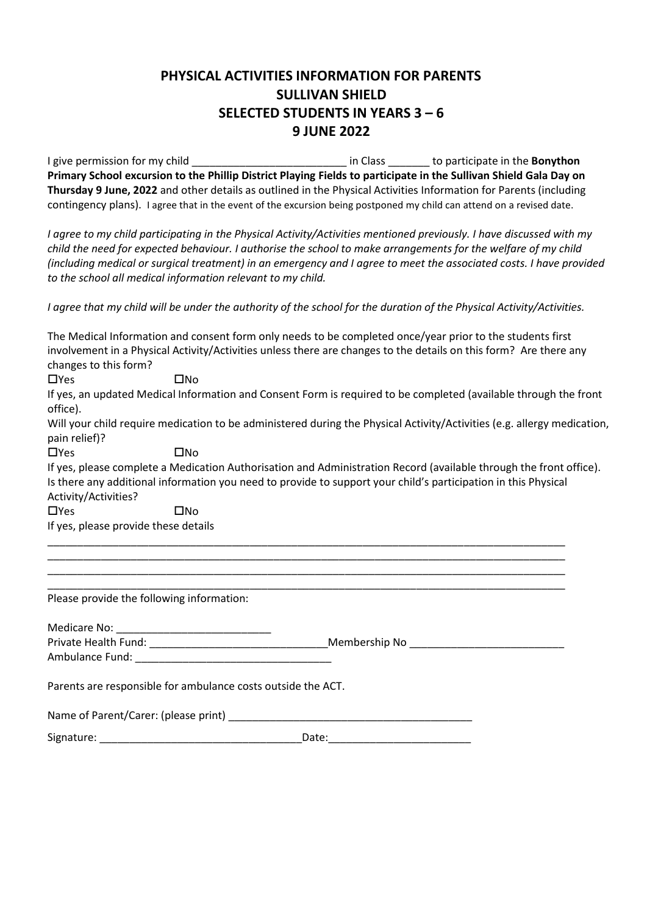# PHYSICAL ACTIVITIES INFORMATION FOR PARENTS
# SULLIVAN SHIELD
# SELECTED STUDENTS IN YEARS 3 – 6
# 9 JUNE 2022

I give permission for my child __________________________ in Class _______ to participate in the **Bonython Primary School excursion to the Phillip District Playing Fields to participate in the Sullivan Shield Gala Day on Thursday 9 June, 2022** and other details as outlined in the Physical Activities Information for Parents (including contingency plans). I agree that in the event of the excursion being postponed my child can attend on a revised date.

*I agree to my child participating in the Physical Activity/Activities mentioned previously. I have discussed with my child the need for expected behaviour. I authorise the school to make arrangements for the welfare of my child (including medical or surgical treatment) in an emergency and I agree to meet the associated costs. I have provided to the school all medical information relevant to my child.*

*I agree that my child will be under the authority of the school for the duration of the Physical Activity/Activities.*

The Medical Information and consent form only needs to be completed once/year prior to the students first involvement in a Physical Activity/Activities unless there are changes to the details on this form? Are there any changes to this form?

☐Yes ☐No

If yes, an updated Medical Information and Consent Form is required to be completed (available through the front office).

Will your child require medication to be administered during the Physical Activity/Activities (e.g. allergy medication, pain relief)?

☐Yes ☐No

If yes, please complete a Medication Authorisation and Administration Record (available through the front office).

Is there any additional information you need to provide to support your child's participation in this Physical Activity/Activities?

☐Yes ☐No

If yes, please provide these details

_____________________________________________________________________________________________

_____________________________________________________________________________________________

_____________________________________________________________________________________________

_____________________________________________________________________________________________

Please provide the following information:

Medicare No: __________________________

Private Health Fund: ______________________________Membership No __________________________

Ambulance Fund: _________________________________

Parents are responsible for ambulance costs outside the ACT.

Name of Parent/Carer: (please print) _________________________________________

Signature: _________________________________Date:________________________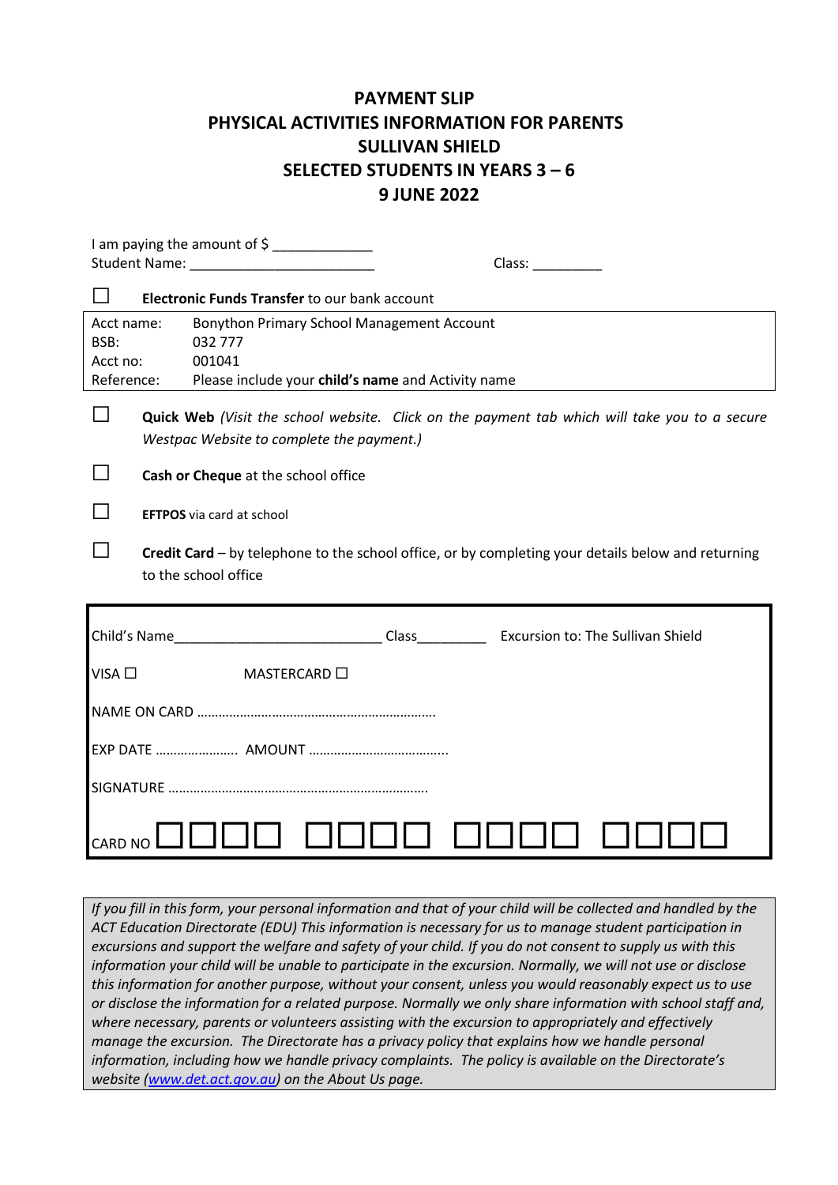# PAYMENT SLIP
## PHYSICAL ACTIVITIES INFORMATION FOR PARENTS
## SULLIVAN SHIELD
## SELECTED STUDENTS IN YEARS 3 – 6
## 9 JUNE 2022

I am paying the amount of $ _____________

Student Name: _________________________ Class: _________

☐ **Electronic Funds Transfer** to our bank account

| | |
|---|---|
| Acct name: | Bonython Primary School Management Account |
| BSB: | 032 777 |
| Acct no: | 001041 |
| Reference: | Please include your **child's name** and Activity name |

☐ **Quick Web** *(Visit the school website. Click on the payment tab which will take you to a secure Westpac Website to complete the payment.)*

☐ **Cash or Cheque** at the school office

☐ **EFTPOS** via card at school

☐ **Credit Card** – by telephone to the school office, or by completing your details below and returning to the school office

Child's Name____________________________ Class_________ Excursion to: The Sullivan Shield

VISA ☐ MASTERCARD ☐

NAME ON CARD …………………………………………………………

EXP DATE ………………….. AMOUNT ………………………………..

SIGNATURE ………………………………………………………………

CARD NO ☐☐☐☐ ☐☐☐☐ ☐☐☐☐ ☐☐☐☐

*If you fill in this form, your personal information and that of your child will be collected and handled by the ACT Education Directorate (EDU) This information is necessary for us to manage student participation in excursions and support the welfare and safety of your child. If you do not consent to supply us with this information your child will be unable to participate in the excursion. Normally, we will not use or disclose this information for another purpose, without your consent, unless you would reasonably expect us to use or disclose the information for a related purpose. Normally we only share information with school staff and, where necessary, parents or volunteers assisting with the excursion to appropriately and effectively manage the excursion. The Directorate has a privacy policy that explains how we handle personal information, including how we handle privacy complaints. The policy is available on the Directorate's website ([www.det.act.gov.au](http://www.det.act.gov.au)) on the About Us page.*